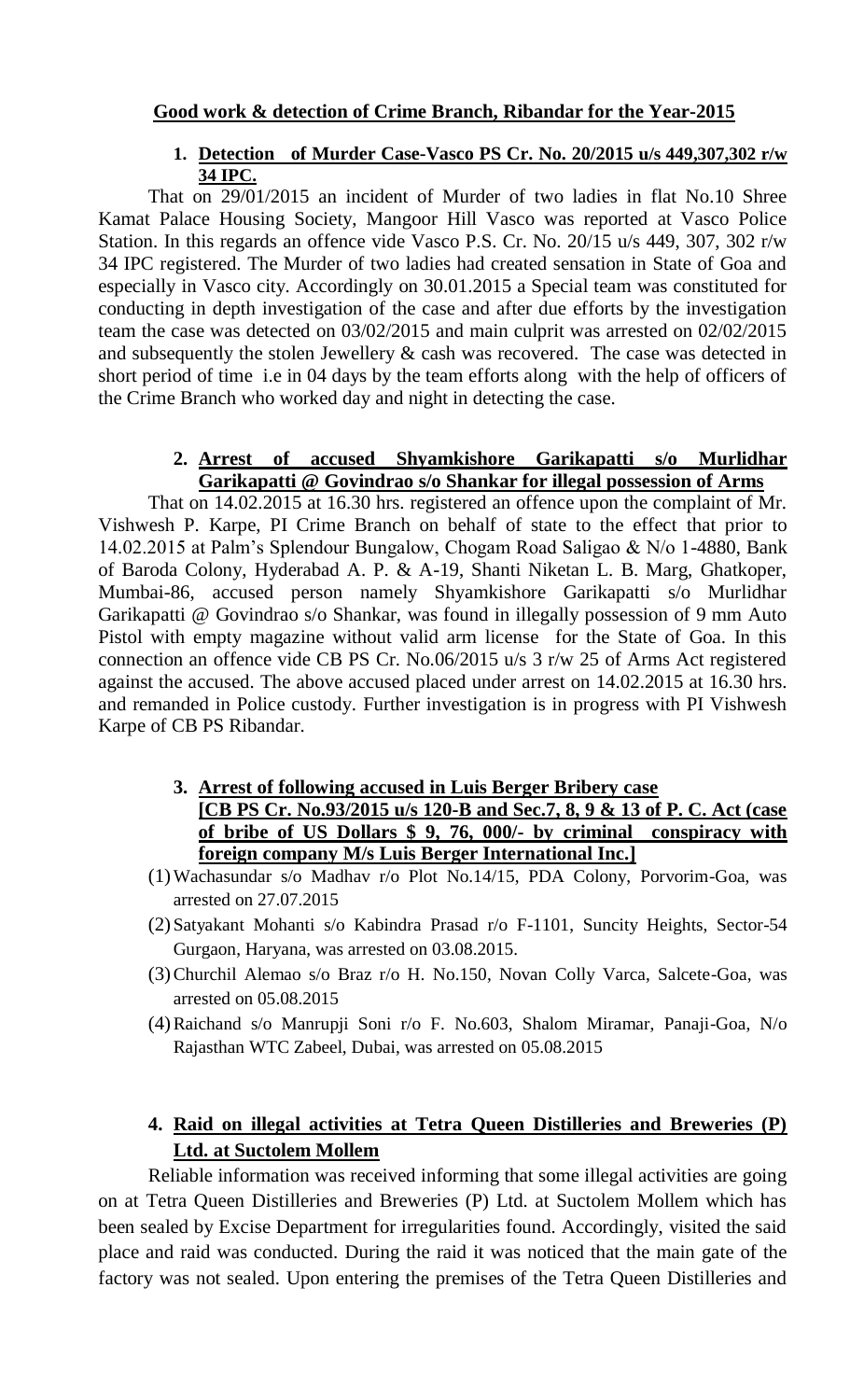## **Good work & detection of Crime Branch, Ribandar for the Year-2015**

1. **Detection of Murder Case-Vasco PS Cr. No. 20/2015 u/s 449,307,302 r/w 34 IPC.**

That on 29/01/2015 an incident of Murder of two ladies in flat No.10 Shree Kamat Palace Housing Society, Mangoor Hill Vasco was reported at Vasco Police Station. In this regards an offence vide Vasco P.S. Cr. No. 20/15 u/s 449, 307, 302 r/w 34 IPC registered. The Murder of two ladies had created sensation in State of Goa and especially in Vasco city. Accordingly on 30.01.2015 a Special team was constituted for conducting in depth investigation of the case and after due efforts by the investigation team the case was detected on 03/02/2015 and main culprit was arrested on 02/02/2015 and subsequently the stolen Jewellery & cash was recovered. The case was detected in short period of time i.e in 04 days by the team efforts along with the help of officers of the Crime Branch who worked day and night in detecting the case.

2. **Arrest of accused Shyamkishore Garikapatti s/o Murlidhar Garikapatti @ Govindrao s/o Shankar for illegal possession of Arms**

That on 14.02.2015 at 16.30 hrs. registered an offence upon the complaint of Mr. Vishwesh P. Karpe, PI Crime Branch on behalf of state to the effect that prior to 14.02.2015 at Palm's Splendour Bungalow, Chogam Road Saligao & N/o 1-4880, Bank of Baroda Colony, Hyderabad A. P. & A-19, Shanti Niketan L. B. Marg, Ghatkoper, Mumbai-86, accused person namely Shyamkishore Garikapatti s/o Murlidhar Garikapatti @ Govindrao s/o Shankar, was found in illegally possession of 9 mm Auto Pistol with empty magazine without valid arm license for the State of Goa. In this connection an offence vide CB PS Cr. No.06/2015 u/s 3 r/w 25 of Arms Act registered against the accused. The above accused placed under arrest on 14.02.2015 at 16.30 hrs. and remanded in Police custody. Further investigation is in progress with PI Vishwesh Karpe of CB PS Ribandar.

3. **Arrest of following accused in Luis Berger Bribery case [CB PS Cr. No.93/2015 u/s 120-B and Sec.7, 8, 9 & 13 of P. C. Act (case of bribe of US Dollars $ 9, 76, 000/- by criminal conspiracy with foreign company M/s Luis Berger International Inc.]**

(1) Wachasundar s/o Madhav r/o Plot No.14/15, PDA Colony, Porvorim-Goa, was arrested on 27.07.2015

(2) Satyakant Mohanti s/o Kabindra Prasad r/o F-1101, Suncity Heights, Sector-54 Gurgaon, Haryana, was arrested on 03.08.2015.

(3) Churchil Alemao s/o Braz r/o H. No.150, Novan Colly Varca, Salcete-Goa, was arrested on 05.08.2015

(4) Raichand s/o Manrupji Soni r/o F. No.603, Shalom Miramar, Panaji-Goa, N/o Rajasthan WTC Zabeel, Dubai, was arrested on 05.08.2015

4. **Raid on illegal activities at Tetra Queen Distilleries and Breweries (P) Ltd. at Suctolem Mollem**

Reliable information was received informing that some illegal activities are going on at Tetra Queen Distilleries and Breweries (P) Ltd. at Suctolem Mollem which has been sealed by Excise Department for irregularities found. Accordingly, visited the said place and raid was conducted. During the raid it was noticed that the main gate of the factory was not sealed. Upon entering the premises of the Tetra Queen Distilleries and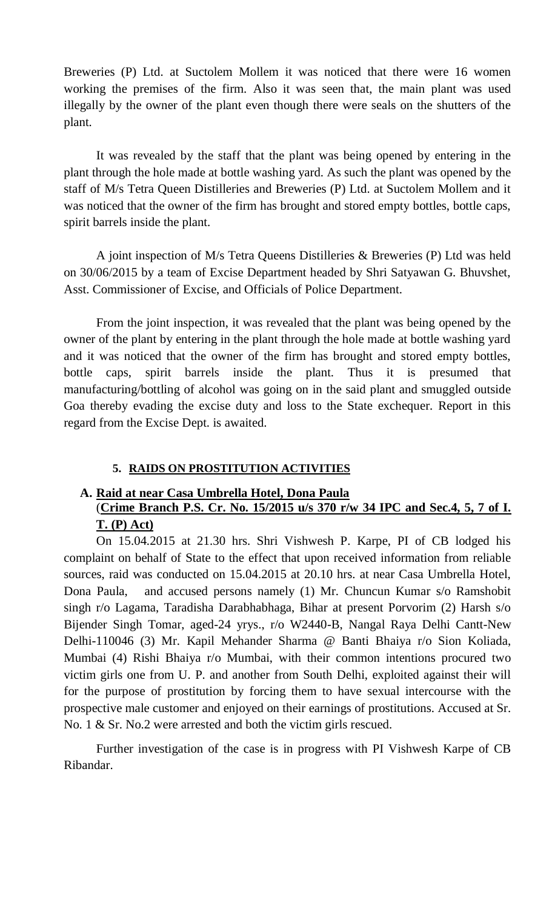Breweries (P) Ltd. at Suctolem Mollem it was noticed that there were 16 women working the premises of the firm. Also it was seen that, the main plant was used illegally by the owner of the plant even though there were seals on the shutters of the plant.

It was revealed by the staff that the plant was being opened by entering in the plant through the hole made at bottle washing yard. As such the plant was opened by the staff of M/s Tetra Queen Distilleries and Breweries (P) Ltd. at Suctolem Mollem and it was noticed that the owner of the firm has brought and stored empty bottles, bottle caps, spirit barrels inside the plant.

A joint inspection of M/s Tetra Queens Distilleries & Breweries (P) Ltd was held on 30/06/2015 by a team of Excise Department headed by Shri Satyawan G. Bhuvshet, Asst. Commissioner of Excise, and Officials of Police Department.

From the joint inspection, it was revealed that the plant was being opened by the owner of the plant by entering in the plant through the hole made at bottle washing yard and it was noticed that the owner of the firm has brought and stored empty bottles, bottle caps, spirit barrels inside the plant. Thus it is presumed that manufacturing/bottling of alcohol was going on in the said plant and smuggled outside Goa thereby evading the excise duty and loss to the State exchequer. Report in this regard from the Excise Dept. is awaited.

## 5. RAIDS ON PROSTITUTION ACTIVITIES

### A. Raid at near Casa Umbrella Hotel, Dona Paula

**(Crime Branch P.S. Cr. No. 15/2015 u/s 370 r/w 34 IPC and Sec.4, 5, 7 of I. T. (P) Act)**

On 15.04.2015 at 21.30 hrs. Shri Vishwesh P. Karpe, PI of CB lodged his complaint on behalf of State to the effect that upon received information from reliable sources, raid was conducted on 15.04.2015 at 20.10 hrs. at near Casa Umbrella Hotel, Dona Paula, and accused persons namely (1) Mr. Chuncun Kumar s/o Ramshobit singh r/o Lagama, Taradisha Darabhabhaga, Bihar at present Porvorim (2) Harsh s/o Bijender Singh Tomar, aged-24 yrys., r/o W2440-B, Nangal Raya Delhi Cantt-New Delhi-110046 (3) Mr. Kapil Mehander Sharma @ Banti Bhaiya r/o Sion Koliada, Mumbai (4) Rishi Bhaiya r/o Mumbai, with their common intentions procured two victim girls one from U. P. and another from South Delhi, exploited against their will for the purpose of prostitution by forcing them to have sexual intercourse with the prospective male customer and enjoyed on their earnings of prostitutions. Accused at Sr. No. 1 & Sr. No.2 were arrested and both the victim girls rescued.

Further investigation of the case is in progress with PI Vishwesh Karpe of CB Ribandar.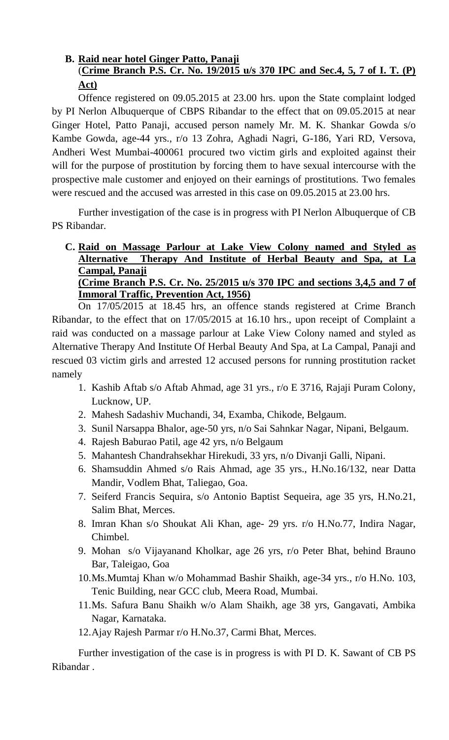**B. <u>Raid near hotel Ginger Patto, Panaji</u>**
**(<u>Crime Branch P.S. Cr. No. 19/2015 u/s 370 IPC and Sec.4, 5, 7 of I. T. (P) Act)</u>**

Offence registered on 09.05.2015 at 23.00 hrs. upon the State complaint lodged by PI Nerlon Albuquerque of CBPS Ribandar to the effect that on 09.05.2015 at near Ginger Hotel, Patto Panaji, accused person namely Mr. M. K. Shankar Gowda s/o Kambe Gowda, age-44 yrs., r/o 13 Zohra, Aghadi Nagri, G-186, Yari RD, Versova, Andheri West Mumbai-400061 procured two victim girls and exploited against their will for the purpose of prostitution by forcing them to have sexual intercourse with the prospective male customer and enjoyed on their earnings of prostitutions. Two females were rescued and the accused was arrested in this case on 09.05.2015 at 23.00 hrs.

Further investigation of the case is in progress with PI Nerlon Albuquerque of CB PS Ribandar.

**C. <u>Raid on Massage Parlour at Lake View Colony named and Styled as Alternative Therapy And Institute of Herbal Beauty and Spa, at La Campal, Panaji</u>**
**<u>(Crime Branch P.S. Cr. No. 25/2015 u/s 370 IPC and sections 3,4,5 and 7 of Immoral Traffic, Prevention Act, 1956)</u>**

On 17/05/2015 at 18.45 hrs, an offence stands registered at Crime Branch Ribandar, to the effect that on 17/05/2015 at 16.10 hrs., upon receipt of Complaint a raid was conducted on a massage parlour at Lake View Colony named and styled as Alternative Therapy And Institute Of Herbal Beauty And Spa, at La Campal, Panaji and rescued 03 victim girls and arrested 12 accused persons for running prostitution racket namely

1. Kashib Aftab s/o Aftab Ahmad, age 31 yrs., r/o E 3716, Rajaji Puram Colony, Lucknow, UP.
2. Mahesh Sadashiv Muchandi, 34, Examba, Chikode, Belgaum.
3. Sunil Narsappa Bhalor, age-50 yrs, n/o Sai Sahnkar Nagar, Nipani, Belgaum.
4. Rajesh Baburao Patil, age 42 yrs, n/o Belgaum
5. Mahantesh Chandrahsekhar Hirekudi, 33 yrs, n/o Divanji Galli, Nipani.
6. Shamsuddin Ahmed s/o Rais Ahmad, age 35 yrs., H.No.16/132, near Datta Mandir, Vodlem Bhat, Taliegao, Goa.
7. Seiferd Francis Sequira, s/o Antonio Baptist Sequeira, age 35 yrs, H.No.21, Salim Bhat, Merces.
8. Imran Khan s/o Shoukat Ali Khan, age- 29 yrs. r/o H.No.77, Indira Nagar, Chimbel.
9. Mohan s/o Vijayanand Kholkar, age 26 yrs, r/o Peter Bhat, behind Brauno Bar, Taleigao, Goa
10. Ms.Mumtaj Khan w/o Mohammad Bashir Shaikh, age-34 yrs., r/o H.No. 103, Tenic Building, near GCC club, Meera Road, Mumbai.
11. Ms. Safura Banu Shaikh w/o Alam Shaikh, age 38 yrs, Gangavati, Ambika Nagar, Karnataka.
12. Ajay Rajesh Parmar r/o H.No.37, Carmi Bhat, Merces.

Further investigation of the case is in progress is with PI D. K. Sawant of CB PS Ribandar .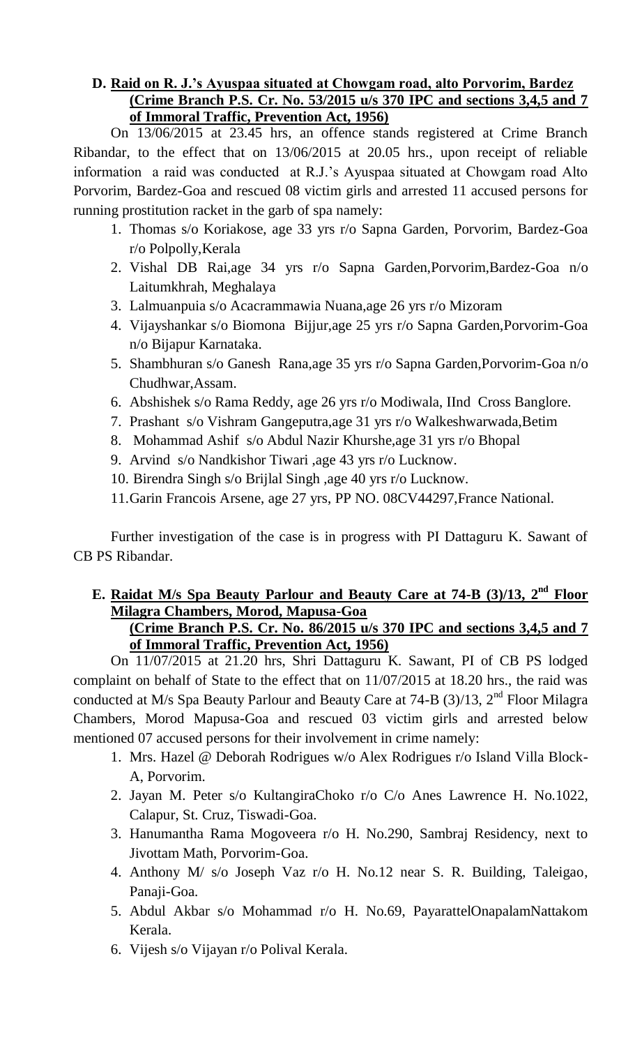**D. <u>Raid on R. J.'s Ayuspaa situated at Chowgam road, alto Porvorim, Bardez (Crime Branch P.S. Cr. No. 53/2015 u/s 370 IPC and sections 3,4,5 and 7 of Immoral Traffic, Prevention Act, 1956)</u>**

On 13/06/2015 at 23.45 hrs, an offence stands registered at Crime Branch Ribandar, to the effect that on 13/06/2015 at 20.05 hrs., upon receipt of reliable information a raid was conducted at R.J.'s Ayuspaa situated at Chowgam road Alto Porvorim, Bardez-Goa and rescued 08 victim girls and arrested 11 accused persons for running prostitution racket in the garb of spa namely:

1. Thomas s/o Koriakose, age 33 yrs r/o Sapna Garden, Porvorim, Bardez-Goa r/o Polpolly,Kerala
2. Vishal DB Rai,age 34 yrs r/o Sapna Garden,Porvorim,Bardez-Goa n/o Laitumkhrah, Meghalaya
3. Lalmuanpuia s/o Acacrammawia Nuana,age 26 yrs r/o Mizoram
4. Vijayshankar s/o Biomona Bijjur,age 25 yrs r/o Sapna Garden,Porvorim-Goa n/o Bijapur Karnataka.
5. Shambhuran s/o Ganesh Rana,age 35 yrs r/o Sapna Garden,Porvorim-Goa n/o Chudhwar,Assam.
6. Abshishek s/o Rama Reddy, age 26 yrs r/o Modiwala, IInd Cross Banglore.
7. Prashant s/o Vishram Gangeputra,age 31 yrs r/o Walkeshwarwada,Betim
8. Mohammad Ashif s/o Abdul Nazir Khurshe,age 31 yrs r/o Bhopal
9. Arvind s/o Nandkishor Tiwari ,age 43 yrs r/o Lucknow.
10. Birendra Singh s/o Brijlal Singh ,age 40 yrs r/o Lucknow.
11. Garin Francois Arsene, age 27 yrs, PP NO. 08CV44297,France National.

Further investigation of the case is in progress with PI Dattaguru K. Sawant of CB PS Ribandar.

**E. <u>Raidat M/s Spa Beauty Parlour and Beauty Care at 74-B (3)/13, 2nd Floor Milagra Chambers, Morod, Mapusa-Goa (Crime Branch P.S. Cr. No. 86/2015 u/s 370 IPC and sections 3,4,5 and 7 of Immoral Traffic, Prevention Act, 1956)</u>**

On 11/07/2015 at 21.20 hrs, Shri Dattaguru K. Sawant, PI of CB PS lodged complaint on behalf of State to the effect that on 11/07/2015 at 18.20 hrs., the raid was conducted at M/s Spa Beauty Parlour and Beauty Care at 74-B (3)/13, 2nd Floor Milagra Chambers, Morod Mapusa-Goa and rescued 03 victim girls and arrested below mentioned 07 accused persons for their involvement in crime namely:

1. Mrs. Hazel @ Deborah Rodrigues w/o Alex Rodrigues r/o Island Villa Block-A, Porvorim.
2. Jayan M. Peter s/o KultangiraChoko r/o C/o Anes Lawrence H. No.1022, Calapur, St. Cruz, Tiswadi-Goa.
3. Hanumantha Rama Mogoveera r/o H. No.290, Sambraj Residency, next to Jivottam Math, Porvorim-Goa.
4. Anthony M/ s/o Joseph Vaz r/o H. No.12 near S. R. Building, Taleigao, Panaji-Goa.
5. Abdul Akbar s/o Mohammad r/o H. No.69, PayarattelOnapalamNattakom Kerala.
6. Vijesh s/o Vijayan r/o Polival Kerala.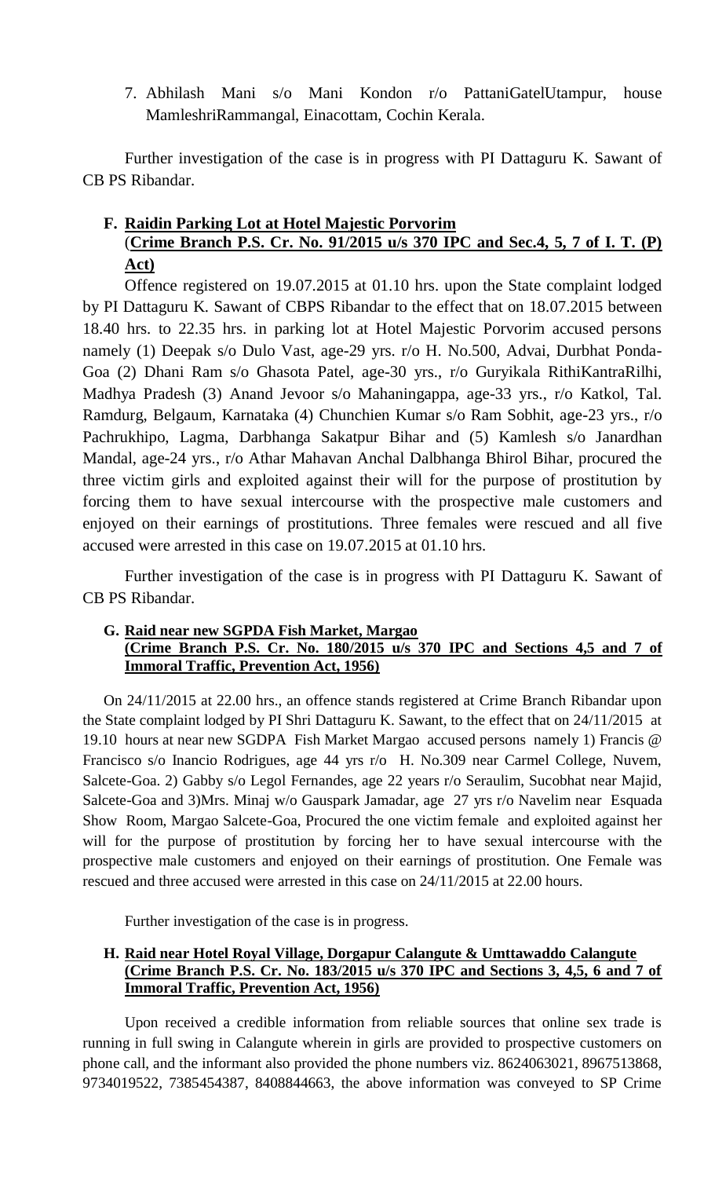7. Abhilash Mani s/o Mani Kondon r/o PattaniGatelUtampur, house MamleshriRammangal, Einacottam, Cochin Kerala.

Further investigation of the case is in progress with PI Dattaguru K. Sawant of CB PS Ribandar.

**F. <u>Raidin Parking Lot at Hotel Majestic Porvorim</u>**
**(<u>Crime Branch P.S. Cr. No. 91/2015 u/s 370 IPC and Sec.4, 5, 7 of I. T. (P) Act)</u>**

Offence registered on 19.07.2015 at 01.10 hrs. upon the State complaint lodged by PI Dattaguru K. Sawant of CBPS Ribandar to the effect that on 18.07.2015 between 18.40 hrs. to 22.35 hrs. in parking lot at Hotel Majestic Porvorim accused persons namely (1) Deepak s/o Dulo Vast, age-29 yrs. r/o H. No.500, Advai, Durbhat Ponda-Goa (2) Dhani Ram s/o Ghasota Patel, age-30 yrs., r/o Guryikala RithiKantraRilhi, Madhya Pradesh (3) Anand Jevoor s/o Mahaningappa, age-33 yrs., r/o Katkol, Tal. Ramdurg, Belgaum, Karnataka (4) Chunchien Kumar s/o Ram Sobhit, age-23 yrs., r/o Pachrukhipo, Lagma, Darbhanga Sakatpur Bihar and (5) Kamlesh s/o Janardhan Mandal, age-24 yrs., r/o Athar Mahavan Anchal Dalbhanga Bhirol Bihar, procured the three victim girls and exploited against their will for the purpose of prostitution by forcing them to have sexual intercourse with the prospective male customers and enjoyed on their earnings of prostitutions. Three females were rescued and all five accused were arrested in this case on 19.07.2015 at 01.10 hrs.

Further investigation of the case is in progress with PI Dattaguru K. Sawant of CB PS Ribandar.

**G. <u>Raid near new SGPDA Fish Market, Margao</u>**
**<u>(Crime Branch P.S. Cr. No. 180/2015 u/s 370 IPC and Sections 4,5 and 7 of Immoral Traffic, Prevention Act, 1956)</u>**

On 24/11/2015 at 22.00 hrs., an offence stands registered at Crime Branch Ribandar upon the State complaint lodged by PI Shri Dattaguru K. Sawant, to the effect that on 24/11/2015 at 19.10 hours at near new SGDPA Fish Market Margao accused persons namely 1) Francis @ Francisco s/o Inancio Rodrigues, age 44 yrs r/o H. No.309 near Carmel College, Nuvem, Salcete-Goa. 2) Gabby s/o Legol Fernandes, age 22 years r/o Seraulim, Sucobhat near Majid, Salcete-Goa and 3)Mrs. Minaj w/o Gauspark Jamadar, age 27 yrs r/o Navelim near Esquada Show Room, Margao Salcete-Goa, Procured the one victim female and exploited against her will for the purpose of prostitution by forcing her to have sexual intercourse with the prospective male customers and enjoyed on their earnings of prostitution. One Female was rescued and three accused were arrested in this case on 24/11/2015 at 22.00 hours.

Further investigation of the case is in progress.

**H. <u>Raid near Hotel Royal Village, Dorgapur Calangute & Umttawaddo Calangute</u>**
**<u>(Crime Branch P.S. Cr. No. 183/2015 u/s 370 IPC and Sections 3, 4,5, 6 and 7 of Immoral Traffic, Prevention Act, 1956)</u>**

Upon received a credible information from reliable sources that online sex trade is running in full swing in Calangute wherein in girls are provided to prospective customers on phone call, and the informant also provided the phone numbers viz. 8624063021, 8967513868, 9734019522, 7385454387, 8408844663, the above information was conveyed to SP Crime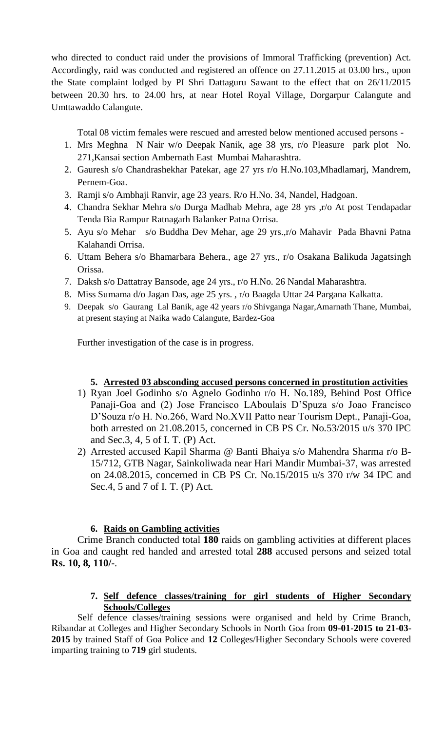who directed to conduct raid under the provisions of Immoral Trafficking (prevention) Act. Accordingly, raid was conducted and registered an offence on 27.11.2015 at 03.00 hrs., upon the State complaint lodged by PI Shri Dattaguru Sawant to the effect that on 26/11/2015 between 20.30 hrs. to 24.00 hrs, at near Hotel Royal Village, Dorgarpur Calangute and Umttawaddo Calangute.

Total 08 victim females were rescued and arrested below mentioned accused persons -

1. Mrs Meghna N Nair w/o Deepak Nanik, age 38 yrs, r/o Pleasure park plot No. 271,Kansai section Ambernath East Mumbai Maharashtra.
2. Gauresh s/o Chandrashekhar Patekar, age 27 yrs r/o H.No.103,Mhadlamarj, Mandrem, Pernem-Goa.
3. Ramji s/o Ambhaji Ranvir, age 23 years. R/o H.No. 34, Nandel, Hadgoan.
4. Chandra Sekhar Mehra s/o Durga Madhab Mehra, age 28 yrs ,r/o At post Tendapadar Tenda Bia Rampur Ratnagarh Balanker Patna Orrisa.
5. Ayu s/o Mehar s/o Buddha Dev Mehar, age 29 yrs.,r/o Mahavir Pada Bhavni Patna Kalahandi Orrisa.
6. Uttam Behera s/o Bhamarbara Behera., age 27 yrs., r/o Osakana Balikuda Jagatsingh Orissa.
7. Daksh s/o Dattatray Bansode, age 24 yrs., r/o H.No. 26 Nandal Maharashtra.
8. Miss Sumama d/o Jagan Das, age 25 yrs. , r/o Baagda Uttar 24 Pargana Kalkatta.
9. Deepak s/o Gaurang Lal Banik, age 42 years r/o Shivganga Nagar,Amarnath Thane, Mumbai, at present staying at Naika wado Calangute, Bardez-Goa

Further investigation of the case is in progress.

**5. Arrested 03 absconding accused persons concerned in prostitution activities**

1) Ryan Joel Godinho s/o Agnelo Godinho r/o H. No.189, Behind Post Office Panaji-Goa and (2) Jose Francisco LAboulais D'Spuza s/o Joao Francisco D'Souza r/o H. No.266, Ward No.XVII Patto near Tourism Dept., Panaji-Goa, both arrested on 21.08.2015, concerned in CB PS Cr. No.53/2015 u/s 370 IPC and Sec.3, 4, 5 of I. T. (P) Act.
2) Arrested accused Kapil Sharma @ Banti Bhaiya s/o Mahendra Sharma r/o B-15/712, GTB Nagar, Sainkoliwada near Hari Mandir Mumbai-37, was arrested on 24.08.2015, concerned in CB PS Cr. No.15/2015 u/s 370 r/w 34 IPC and Sec.4, 5 and 7 of I. T. (P) Act.

**6. Raids on Gambling activities**

Crime Branch conducted total **180** raids on gambling activities at different places in Goa and caught red handed and arrested total **288** accused persons and seized total **Rs. 10, 8, 110/-**.

**7. Self defence classes/training for girl students of Higher Secondary Schools/Colleges**

Self defence classes/training sessions were organised and held by Crime Branch, Ribandar at Colleges and Higher Secondary Schools in North Goa from **09-01-2015 to 21-03-2015** by trained Staff of Goa Police and **12** Colleges/Higher Secondary Schools were covered imparting training to **719** girl students.